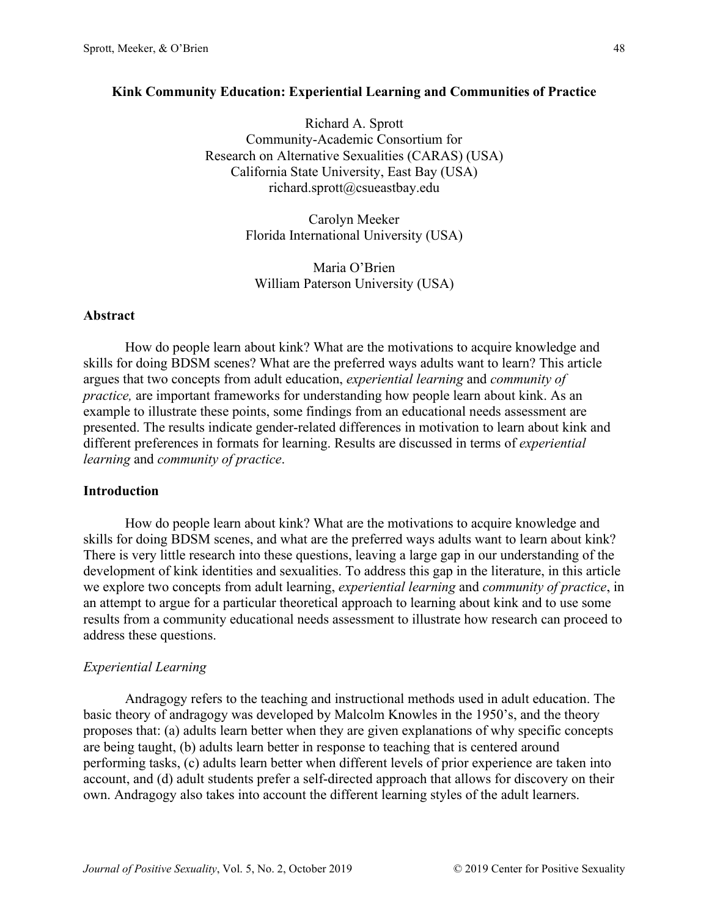# Kink Community Education: Experiential Learning and Communities of Practice

Richard A. Sprott
Community-Academic Consortium for Research on Alternative Sexualities (CARAS) (USA)
California State University, East Bay (USA)
richard.sprott@csueastbay.edu

Carolyn Meeker
Florida International University (USA)

Maria O'Brien
William Paterson University (USA)

## Abstract

How do people learn about kink? What are the motivations to acquire knowledge and skills for doing BDSM scenes? What are the preferred ways adults want to learn? This article argues that two concepts from adult education, *experiential learning* and *community of practice,* are important frameworks for understanding how people learn about kink. As an example to illustrate these points, some findings from an educational needs assessment are presented. The results indicate gender-related differences in motivation to learn about kink and different preferences in formats for learning. Results are discussed in terms of *experiential learning* and *community of practice*.

## Introduction

How do people learn about kink? What are the motivations to acquire knowledge and skills for doing BDSM scenes, and what are the preferred ways adults want to learn about kink? There is very little research into these questions, leaving a large gap in our understanding of the development of kink identities and sexualities. To address this gap in the literature, in this article we explore two concepts from adult learning, *experiential learning* and *community of practice*, in an attempt to argue for a particular theoretical approach to learning about kink and to use some results from a community educational needs assessment to illustrate how research can proceed to address these questions.

### *Experiential Learning*

Andragogy refers to the teaching and instructional methods used in adult education. The basic theory of andragogy was developed by Malcolm Knowles in the 1950's, and the theory proposes that: (a) adults learn better when they are given explanations of why specific concepts are being taught, (b) adults learn better in response to teaching that is centered around performing tasks, (c) adults learn better when different levels of prior experience are taken into account, and (d) adult students prefer a self-directed approach that allows for discovery on their own. Andragogy also takes into account the different learning styles of the adult learners.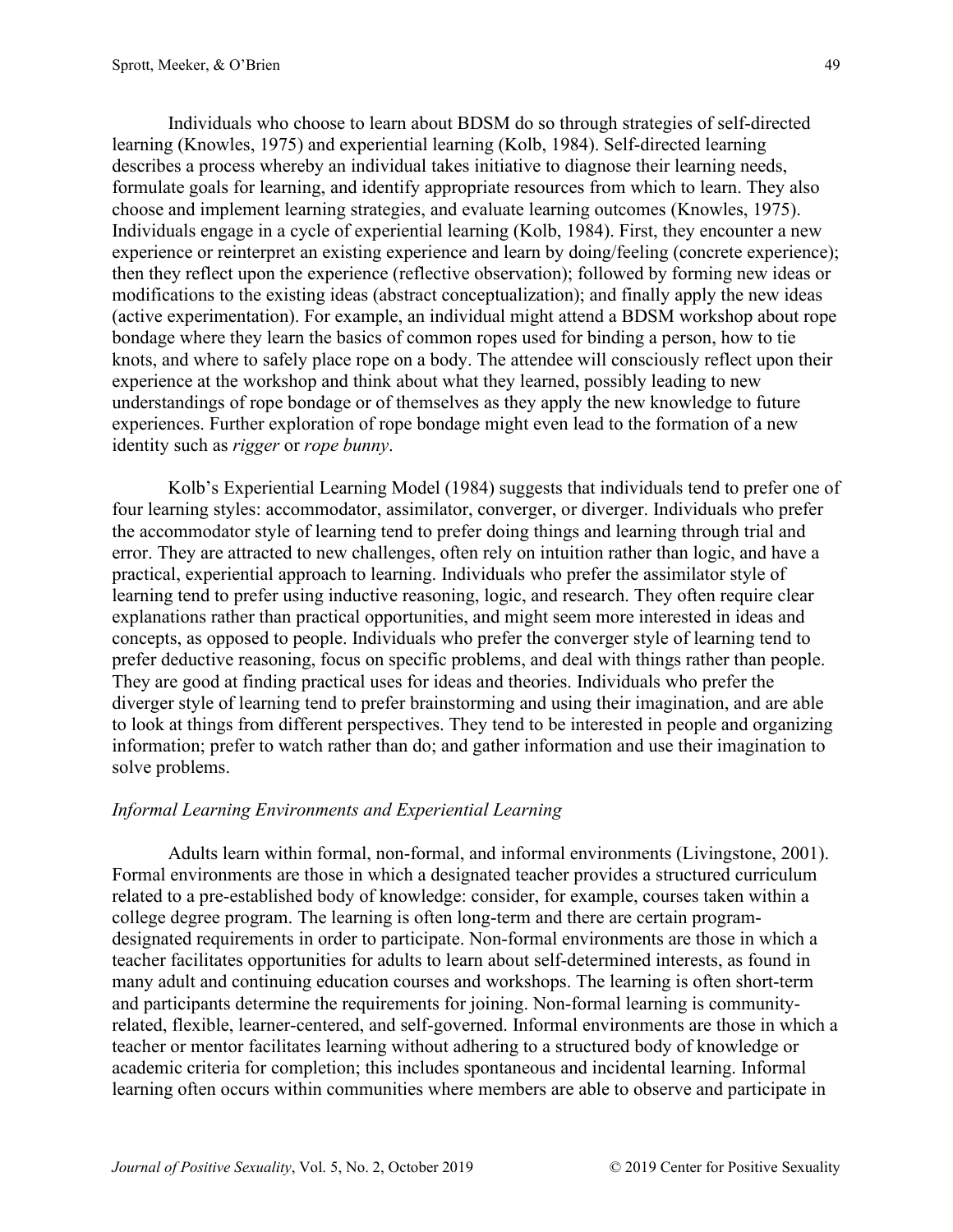Individuals who choose to learn about BDSM do so through strategies of self-directed learning (Knowles, 1975) and experiential learning (Kolb, 1984). Self-directed learning describes a process whereby an individual takes initiative to diagnose their learning needs, formulate goals for learning, and identify appropriate resources from which to learn. They also choose and implement learning strategies, and evaluate learning outcomes (Knowles, 1975). Individuals engage in a cycle of experiential learning (Kolb, 1984). First, they encounter a new experience or reinterpret an existing experience and learn by doing/feeling (concrete experience); then they reflect upon the experience (reflective observation); followed by forming new ideas or modifications to the existing ideas (abstract conceptualization); and finally apply the new ideas (active experimentation). For example, an individual might attend a BDSM workshop about rope bondage where they learn the basics of common ropes used for binding a person, how to tie knots, and where to safely place rope on a body. The attendee will consciously reflect upon their experience at the workshop and think about what they learned, possibly leading to new understandings of rope bondage or of themselves as they apply the new knowledge to future experiences. Further exploration of rope bondage might even lead to the formation of a new identity such as *rigger* or *rope bunny*.

Kolb's Experiential Learning Model (1984) suggests that individuals tend to prefer one of four learning styles: accommodator, assimilator, converger, or diverger. Individuals who prefer the accommodator style of learning tend to prefer doing things and learning through trial and error. They are attracted to new challenges, often rely on intuition rather than logic, and have a practical, experiential approach to learning. Individuals who prefer the assimilator style of learning tend to prefer using inductive reasoning, logic, and research. They often require clear explanations rather than practical opportunities, and might seem more interested in ideas and concepts, as opposed to people. Individuals who prefer the converger style of learning tend to prefer deductive reasoning, focus on specific problems, and deal with things rather than people. They are good at finding practical uses for ideas and theories. Individuals who prefer the diverger style of learning tend to prefer brainstorming and using their imagination, and are able to look at things from different perspectives. They tend to be interested in people and organizing information; prefer to watch rather than do; and gather information and use their imagination to solve problems.

### *Informal Learning Environments and Experiential Learning*

Adults learn within formal, non-formal, and informal environments (Livingstone, 2001). Formal environments are those in which a designated teacher provides a structured curriculum related to a pre-established body of knowledge: consider, for example, courses taken within a college degree program. The learning is often long-term and there are certain program-designated requirements in order to participate. Non-formal environments are those in which a teacher facilitates opportunities for adults to learn about self-determined interests, as found in many adult and continuing education courses and workshops. The learning is often short-term and participants determine the requirements for joining. Non-formal learning is community-related, flexible, learner-centered, and self-governed. Informal environments are those in which a teacher or mentor facilitates learning without adhering to a structured body of knowledge or academic criteria for completion; this includes spontaneous and incidental learning. Informal learning often occurs within communities where members are able to observe and participate in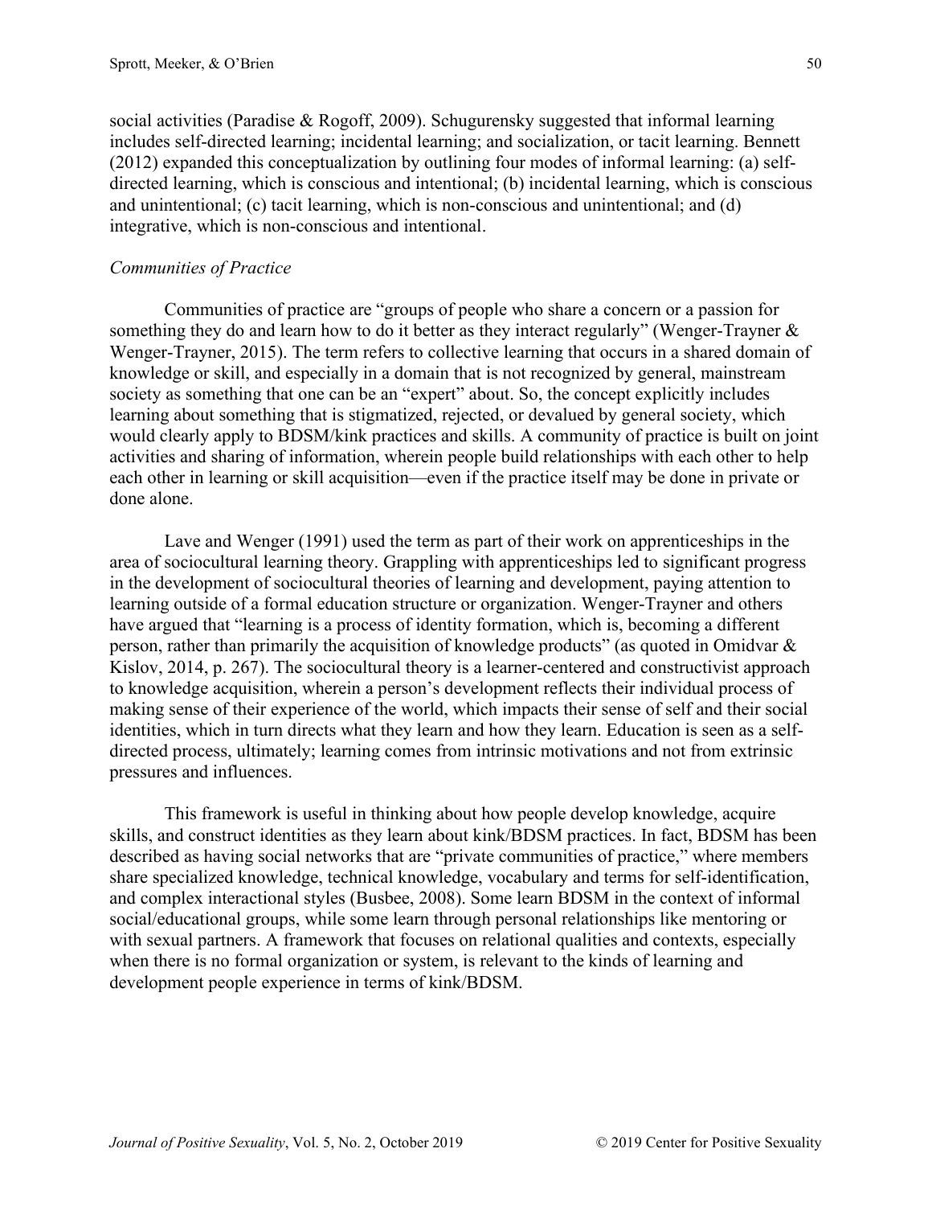social activities (Paradise & Rogoff, 2009). Schugurensky suggested that informal learning includes self-directed learning; incidental learning; and socialization, or tacit learning. Bennett (2012) expanded this conceptualization by outlining four modes of informal learning: (a) self-directed learning, which is conscious and intentional; (b) incidental learning, which is conscious and unintentional; (c) tacit learning, which is non-conscious and unintentional; and (d) integrative, which is non-conscious and intentional.

### *Communities of Practice*

Communities of practice are "groups of people who share a concern or a passion for something they do and learn how to do it better as they interact regularly" (Wenger-Trayner & Wenger-Trayner, 2015). The term refers to collective learning that occurs in a shared domain of knowledge or skill, and especially in a domain that is not recognized by general, mainstream society as something that one can be an "expert" about. So, the concept explicitly includes learning about something that is stigmatized, rejected, or devalued by general society, which would clearly apply to BDSM/kink practices and skills. A community of practice is built on joint activities and sharing of information, wherein people build relationships with each other to help each other in learning or skill acquisition—even if the practice itself may be done in private or done alone.

Lave and Wenger (1991) used the term as part of their work on apprenticeships in the area of sociocultural learning theory. Grappling with apprenticeships led to significant progress in the development of sociocultural theories of learning and development, paying attention to learning outside of a formal education structure or organization. Wenger-Trayner and others have argued that "learning is a process of identity formation, which is, becoming a different person, rather than primarily the acquisition of knowledge products" (as quoted in Omidvar & Kislov, 2014, p. 267). The sociocultural theory is a learner-centered and constructivist approach to knowledge acquisition, wherein a person's development reflects their individual process of making sense of their experience of the world, which impacts their sense of self and their social identities, which in turn directs what they learn and how they learn. Education is seen as a self-directed process, ultimately; learning comes from intrinsic motivations and not from extrinsic pressures and influences.

This framework is useful in thinking about how people develop knowledge, acquire skills, and construct identities as they learn about kink/BDSM practices. In fact, BDSM has been described as having social networks that are "private communities of practice," where members share specialized knowledge, technical knowledge, vocabulary and terms for self-identification, and complex interactional styles (Busbee, 2008). Some learn BDSM in the context of informal social/educational groups, while some learn through personal relationships like mentoring or with sexual partners. A framework that focuses on relational qualities and contexts, especially when there is no formal organization or system, is relevant to the kinds of learning and development people experience in terms of kink/BDSM.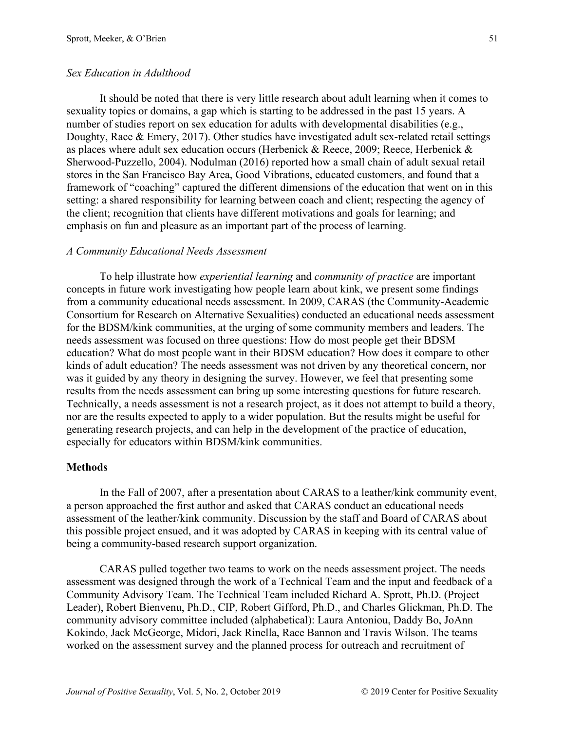### *Sex Education in Adulthood*

It should be noted that there is very little research about adult learning when it comes to sexuality topics or domains, a gap which is starting to be addressed in the past 15 years. A number of studies report on sex education for adults with developmental disabilities (e.g., Doughty, Race & Emery, 2017). Other studies have investigated adult sex-related retail settings as places where adult sex education occurs (Herbenick & Reece, 2009; Reece, Herbenick & Sherwood-Puzzello, 2004). Nodulman (2016) reported how a small chain of adult sexual retail stores in the San Francisco Bay Area, Good Vibrations, educated customers, and found that a framework of "coaching" captured the different dimensions of the education that went on in this setting: a shared responsibility for learning between coach and client; respecting the agency of the client; recognition that clients have different motivations and goals for learning; and emphasis on fun and pleasure as an important part of the process of learning.

### *A Community Educational Needs Assessment*

To help illustrate how *experiential learning* and *community of practice* are important concepts in future work investigating how people learn about kink, we present some findings from a community educational needs assessment. In 2009, CARAS (the Community-Academic Consortium for Research on Alternative Sexualities) conducted an educational needs assessment for the BDSM/kink communities, at the urging of some community members and leaders. The needs assessment was focused on three questions: How do most people get their BDSM education? What do most people want in their BDSM education? How does it compare to other kinds of adult education? The needs assessment was not driven by any theoretical concern, nor was it guided by any theory in designing the survey. However, we feel that presenting some results from the needs assessment can bring up some interesting questions for future research. Technically, a needs assessment is not a research project, as it does not attempt to build a theory, nor are the results expected to apply to a wider population. But the results might be useful for generating research projects, and can help in the development of the practice of education, especially for educators within BDSM/kink communities.

## **Methods**

In the Fall of 2007, after a presentation about CARAS to a leather/kink community event, a person approached the first author and asked that CARAS conduct an educational needs assessment of the leather/kink community. Discussion by the staff and Board of CARAS about this possible project ensued, and it was adopted by CARAS in keeping with its central value of being a community-based research support organization.

CARAS pulled together two teams to work on the needs assessment project. The needs assessment was designed through the work of a Technical Team and the input and feedback of a Community Advisory Team. The Technical Team included Richard A. Sprott, Ph.D. (Project Leader), Robert Bienvenu, Ph.D., CIP, Robert Gifford, Ph.D., and Charles Glickman, Ph.D. The community advisory committee included (alphabetical): Laura Antoniou, Daddy Bo, JoAnn Kokindo, Jack McGeorge, Midori, Jack Rinella, Race Bannon and Travis Wilson. The teams worked on the assessment survey and the planned process for outreach and recruitment of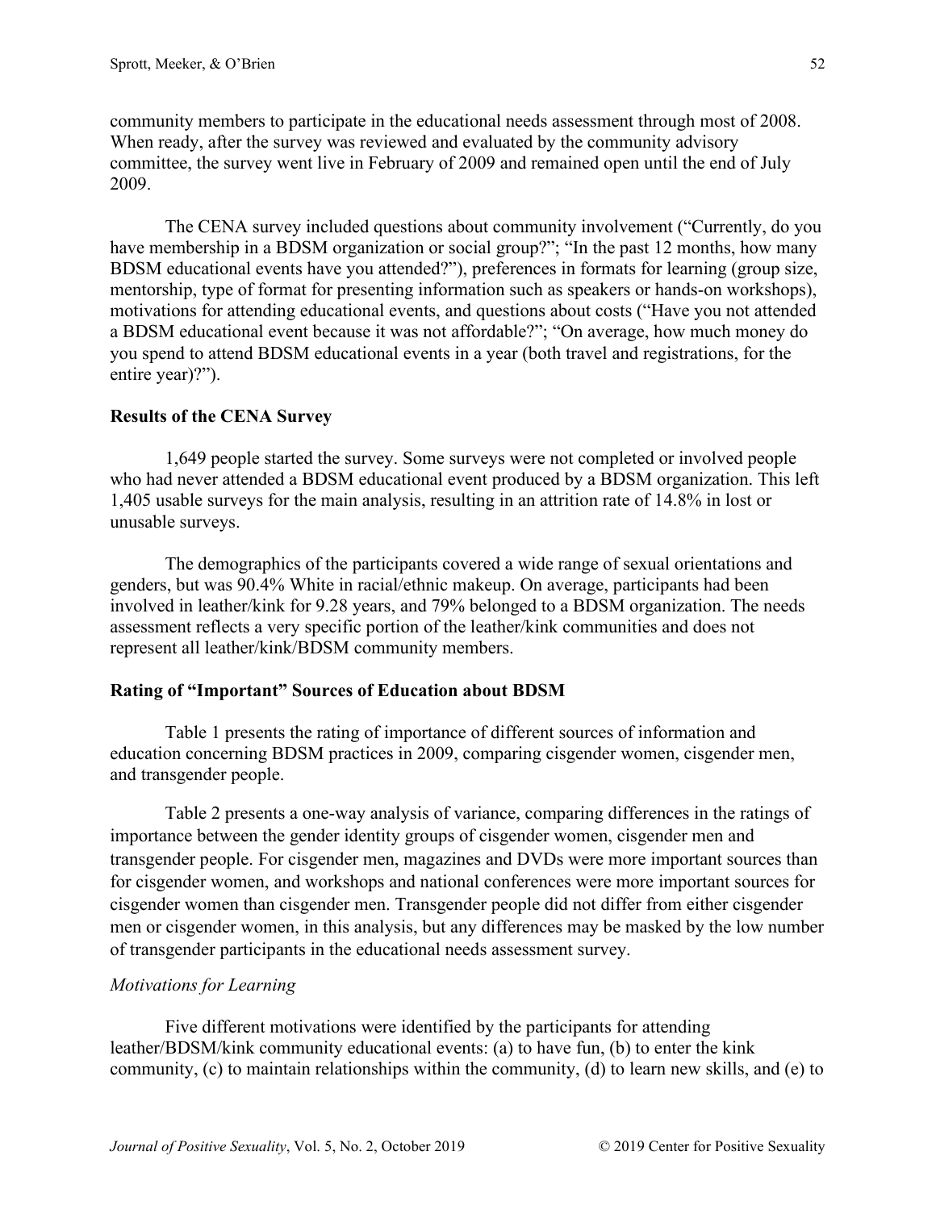community members to participate in the educational needs assessment through most of 2008. When ready, after the survey was reviewed and evaluated by the community advisory committee, the survey went live in February of 2009 and remained open until the end of July 2009.

The CENA survey included questions about community involvement ("Currently, do you have membership in a BDSM organization or social group?"; "In the past 12 months, how many BDSM educational events have you attended?"), preferences in formats for learning (group size, mentorship, type of format for presenting information such as speakers or hands-on workshops), motivations for attending educational events, and questions about costs ("Have you not attended a BDSM educational event because it was not affordable?"; "On average, how much money do you spend to attend BDSM educational events in a year (both travel and registrations, for the entire year)?").

## Results of the CENA Survey

1,649 people started the survey. Some surveys were not completed or involved people who had never attended a BDSM educational event produced by a BDSM organization. This left 1,405 usable surveys for the main analysis, resulting in an attrition rate of 14.8% in lost or unusable surveys.

The demographics of the participants covered a wide range of sexual orientations and genders, but was 90.4% White in racial/ethnic makeup. On average, participants had been involved in leather/kink for 9.28 years, and 79% belonged to a BDSM organization. The needs assessment reflects a very specific portion of the leather/kink communities and does not represent all leather/kink/BDSM community members.

## Rating of "Important" Sources of Education about BDSM

Table 1 presents the rating of importance of different sources of information and education concerning BDSM practices in 2009, comparing cisgender women, cisgender men, and transgender people.

Table 2 presents a one-way analysis of variance, comparing differences in the ratings of importance between the gender identity groups of cisgender women, cisgender men and transgender people. For cisgender men, magazines and DVDs were more important sources than for cisgender women, and workshops and national conferences were more important sources for cisgender women than cisgender men. Transgender people did not differ from either cisgender men or cisgender women, in this analysis, but any differences may be masked by the low number of transgender participants in the educational needs assessment survey.

### *Motivations for Learning*

Five different motivations were identified by the participants for attending leather/BDSM/kink community educational events: (a) to have fun, (b) to enter the kink community, (c) to maintain relationships within the community, (d) to learn new skills, and (e) to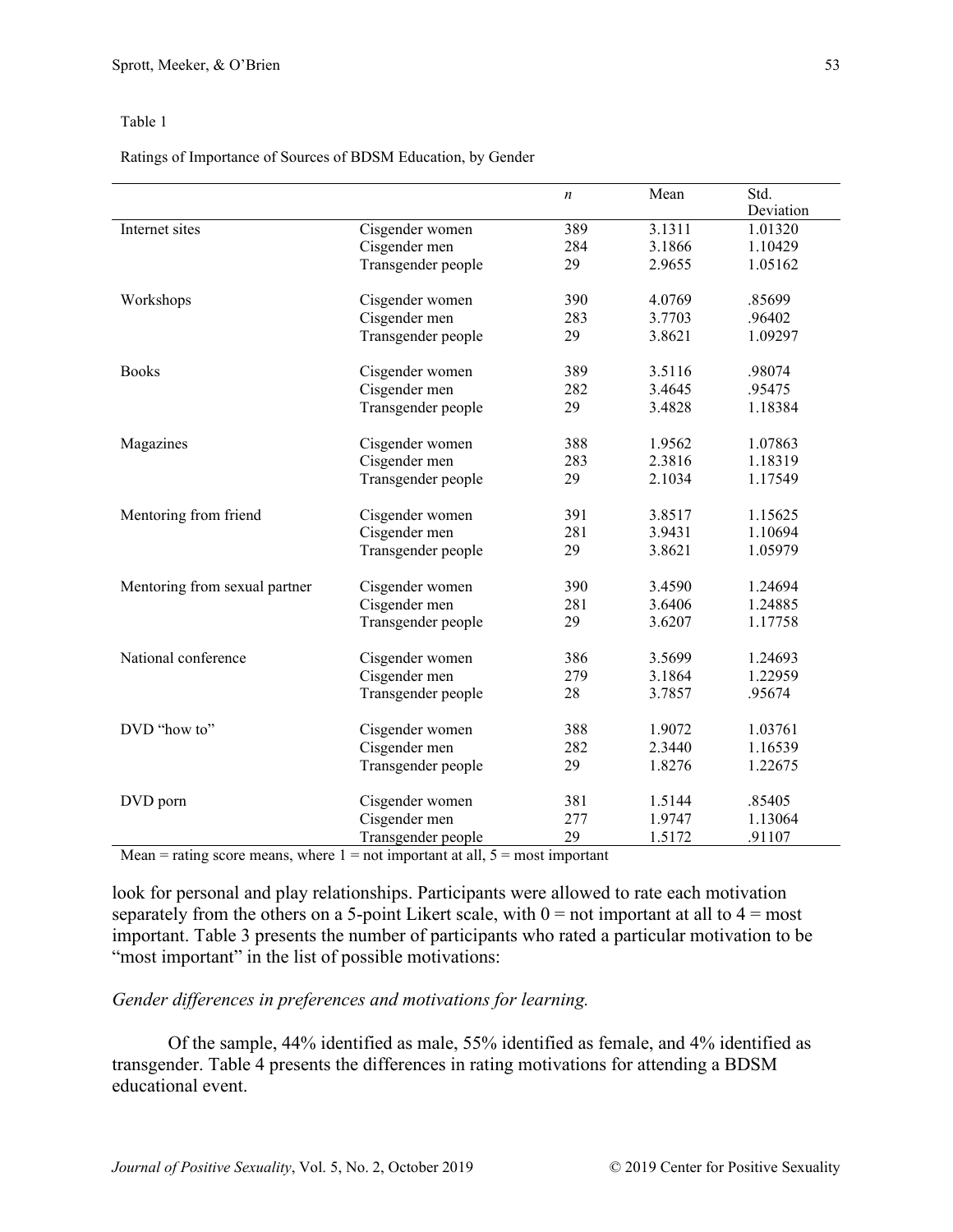Table 1

Ratings of Importance of Sources of BDSM Education, by Gender

| | | *n* | Mean | Std. Deviation |
|---|---|---|---|---|
| Internet sites | Cisgender women | 389 | 3.1311 | 1.01320 |
| | Cisgender men | 284 | 3.1866 | 1.10429 |
| | Transgender people | 29 | 2.9655 | 1.05162 |
| Workshops | Cisgender women | 390 | 4.0769 | .85699 |
| | Cisgender men | 283 | 3.7703 | .96402 |
| | Transgender people | 29 | 3.8621 | 1.09297 |
| Books | Cisgender women | 389 | 3.5116 | .98074 |
| | Cisgender men | 282 | 3.4645 | .95475 |
| | Transgender people | 29 | 3.4828 | 1.18384 |
| Magazines | Cisgender women | 388 | 1.9562 | 1.07863 |
| | Cisgender men | 283 | 2.3816 | 1.18319 |
| | Transgender people | 29 | 2.1034 | 1.17549 |
| Mentoring from friend | Cisgender women | 391 | 3.8517 | 1.15625 |
| | Cisgender men | 281 | 3.9431 | 1.10694 |
| | Transgender people | 29 | 3.8621 | 1.05979 |
| Mentoring from sexual partner | Cisgender women | 390 | 3.4590 | 1.24694 |
| | Cisgender men | 281 | 3.6406 | 1.24885 |
| | Transgender people | 29 | 3.6207 | 1.17758 |
| National conference | Cisgender women | 386 | 3.5699 | 1.24693 |
| | Cisgender men | 279 | 3.1864 | 1.22959 |
| | Transgender people | 28 | 3.7857 | .95674 |
| DVD "how to" | Cisgender women | 388 | 1.9072 | 1.03761 |
| | Cisgender men | 282 | 2.3440 | 1.16539 |
| | Transgender people | 29 | 1.8276 | 1.22675 |
| DVD porn | Cisgender women | 381 | 1.5144 | .85405 |
| | Cisgender men | 277 | 1.9747 | 1.13064 |
| | Transgender people | 29 | 1.5172 | .91107 |

Mean = rating score means, where 1 = not important at all, 5 = most important

look for personal and play relationships. Participants were allowed to rate each motivation separately from the others on a 5-point Likert scale, with 0 = not important at all to 4 = most important. Table 3 presents the number of participants who rated a particular motivation to be "most important" in the list of possible motivations:

*Gender differences in preferences and motivations for learning.*

Of the sample, 44% identified as male, 55% identified as female, and 4% identified as transgender. Table 4 presents the differences in rating motivations for attending a BDSM educational event.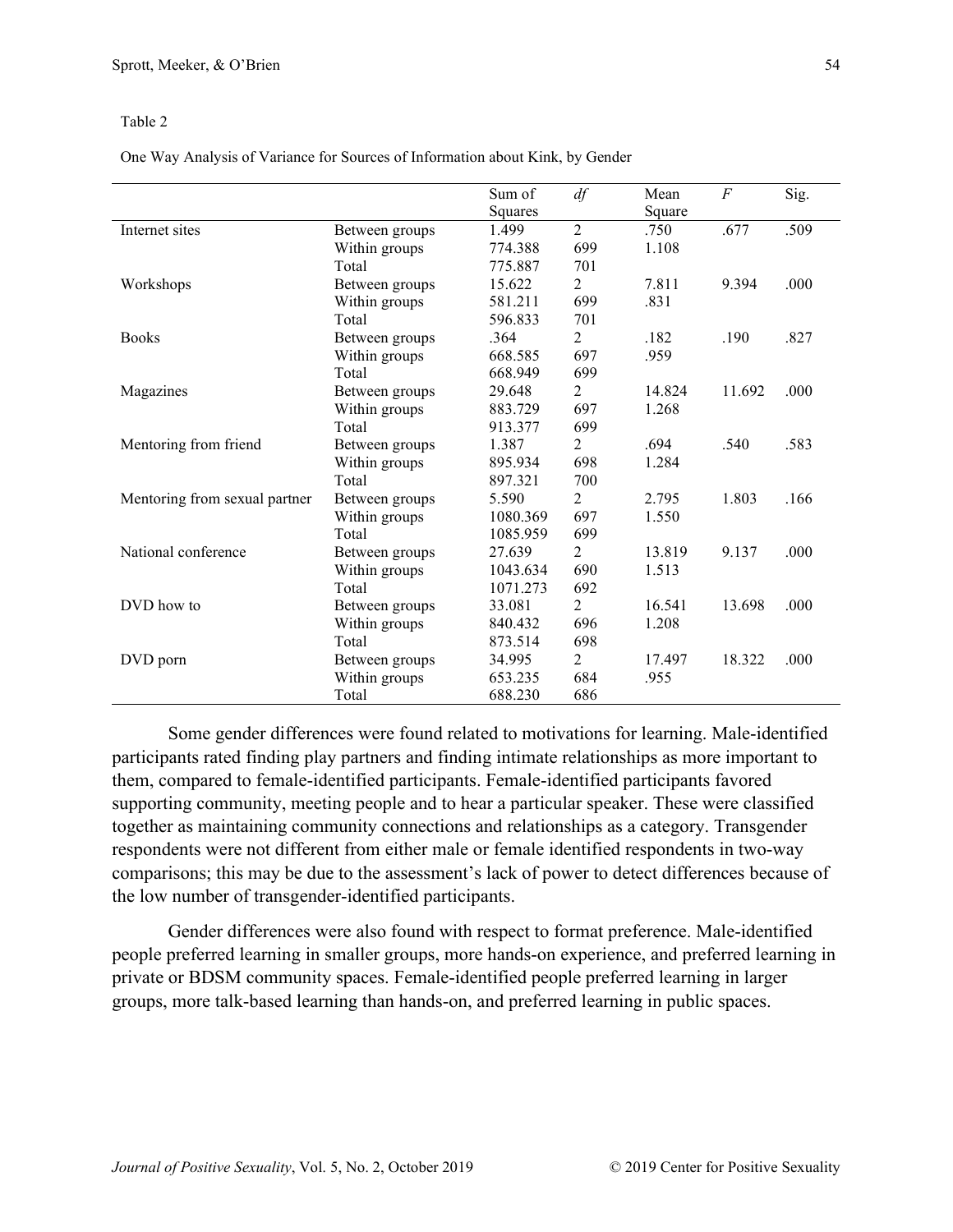Table 2

One Way Analysis of Variance for Sources of Information about Kink, by Gender

| | | Sum of Squares | *df* | Mean Square | *F* | Sig. |
|---|---|---|---|---|---|---|
| Internet sites | Between groups | 1.499 | 2 | .750 | .677 | .509 |
| | Within groups | 774.388 | 699 | 1.108 | | |
| | Total | 775.887 | 701 | | | |
| Workshops | Between groups | 15.622 | 2 | 7.811 | 9.394 | .000 |
| | Within groups | 581.211 | 699 | .831 | | |
| | Total | 596.833 | 701 | | | |
| Books | Between groups | .364 | 2 | .182 | .190 | .827 |
| | Within groups | 668.585 | 697 | .959 | | |
| | Total | 668.949 | 699 | | | |
| Magazines | Between groups | 29.648 | 2 | 14.824 | 11.692 | .000 |
| | Within groups | 883.729 | 697 | 1.268 | | |
| | Total | 913.377 | 699 | | | |
| Mentoring from friend | Between groups | 1.387 | 2 | .694 | .540 | .583 |
| | Within groups | 895.934 | 698 | 1.284 | | |
| | Total | 897.321 | 700 | | | |
| Mentoring from sexual partner | Between groups | 5.590 | 2 | 2.795 | 1.803 | .166 |
| | Within groups | 1080.369 | 697 | 1.550 | | |
| | Total | 1085.959 | 699 | | | |
| National conference | Between groups | 27.639 | 2 | 13.819 | 9.137 | .000 |
| | Within groups | 1043.634 | 690 | 1.513 | | |
| | Total | 1071.273 | 692 | | | |
| DVD how to | Between groups | 33.081 | 2 | 16.541 | 13.698 | .000 |
| | Within groups | 840.432 | 696 | 1.208 | | |
| | Total | 873.514 | 698 | | | |
| DVD porn | Between groups | 34.995 | 2 | 17.497 | 18.322 | .000 |
| | Within groups | 653.235 | 684 | .955 | | |
| | Total | 688.230 | 686 | | | |

Some gender differences were found related to motivations for learning. Male-identified participants rated finding play partners and finding intimate relationships as more important to them, compared to female-identified participants. Female-identified participants favored supporting community, meeting people and to hear a particular speaker. These were classified together as maintaining community connections and relationships as a category. Transgender respondents were not different from either male or female identified respondents in two-way comparisons; this may be due to the assessment's lack of power to detect differences because of the low number of transgender-identified participants.

Gender differences were also found with respect to format preference. Male-identified people preferred learning in smaller groups, more hands-on experience, and preferred learning in private or BDSM community spaces. Female-identified people preferred learning in larger groups, more talk-based learning than hands-on, and preferred learning in public spaces.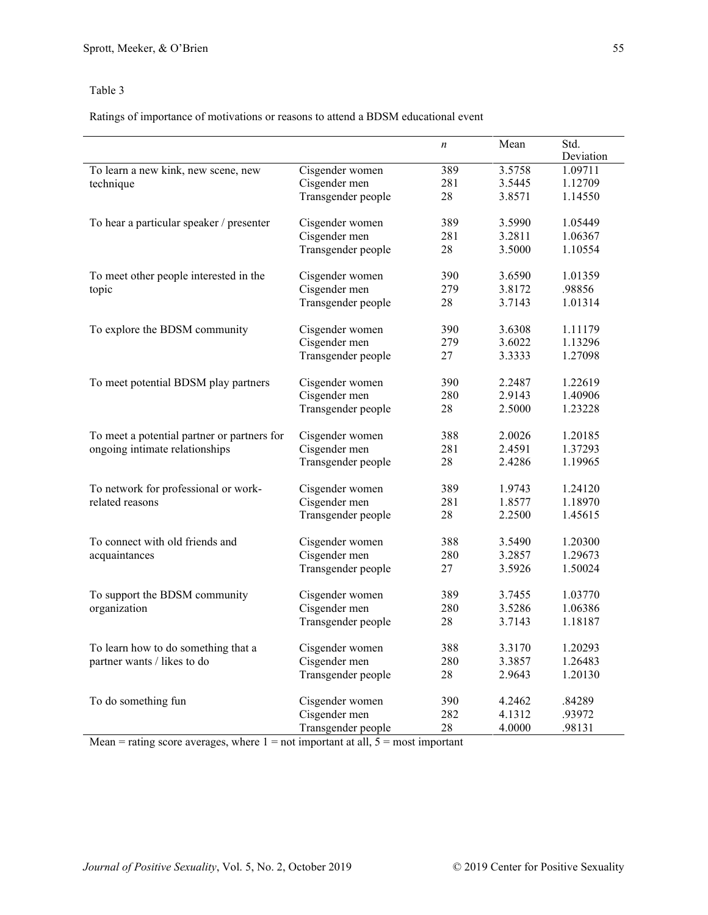Table 3

Ratings of importance of motivations or reasons to attend a BDSM educational event

| | | *n* | Mean | Std. Deviation |
|---|---|---|---|---|
| To learn a new kink, new scene, new technique | Cisgender women | 389 | 3.5758 | 1.09711 |
| | Cisgender men | 281 | 3.5445 | 1.12709 |
| | Transgender people | 28 | 3.8571 | 1.14550 |
| To hear a particular speaker / presenter | Cisgender women | 389 | 3.5990 | 1.05449 |
| | Cisgender men | 281 | 3.2811 | 1.06367 |
| | Transgender people | 28 | 3.5000 | 1.10554 |
| To meet other people interested in the topic | Cisgender women | 390 | 3.6590 | 1.01359 |
| | Cisgender men | 279 | 3.8172 | .98856 |
| | Transgender people | 28 | 3.7143 | 1.01314 |
| To explore the BDSM community | Cisgender women | 390 | 3.6308 | 1.11179 |
| | Cisgender men | 279 | 3.6022 | 1.13296 |
| | Transgender people | 27 | 3.3333 | 1.27098 |
| To meet potential BDSM play partners | Cisgender women | 390 | 2.2487 | 1.22619 |
| | Cisgender men | 280 | 2.9143 | 1.40906 |
| | Transgender people | 28 | 2.5000 | 1.23228 |
| To meet a potential partner or partners for ongoing intimate relationships | Cisgender women | 388 | 2.0026 | 1.20185 |
| | Cisgender men | 281 | 2.4591 | 1.37293 |
| | Transgender people | 28 | 2.4286 | 1.19965 |
| To network for professional or work-related reasons | Cisgender women | 389 | 1.9743 | 1.24120 |
| | Cisgender men | 281 | 1.8577 | 1.18970 |
| | Transgender people | 28 | 2.2500 | 1.45615 |
| To connect with old friends and acquaintances | Cisgender women | 388 | 3.5490 | 1.20300 |
| | Cisgender men | 280 | 3.2857 | 1.29673 |
| | Transgender people | 27 | 3.5926 | 1.50024 |
| To support the BDSM community organization | Cisgender women | 389 | 3.7455 | 1.03770 |
| | Cisgender men | 280 | 3.5286 | 1.06386 |
| | Transgender people | 28 | 3.7143 | 1.18187 |
| To learn how to do something that a partner wants / likes to do | Cisgender women | 388 | 3.3170 | 1.20293 |
| | Cisgender men | 280 | 3.3857 | 1.26483 |
| | Transgender people | 28 | 2.9643 | 1.20130 |
| To do something fun | Cisgender women | 390 | 4.2462 | .84289 |
| | Cisgender men | 282 | 4.1312 | .93972 |
| | Transgender people | 28 | 4.0000 | .98131 |

Mean = rating score averages, where 1 = not important at all, 5 = most important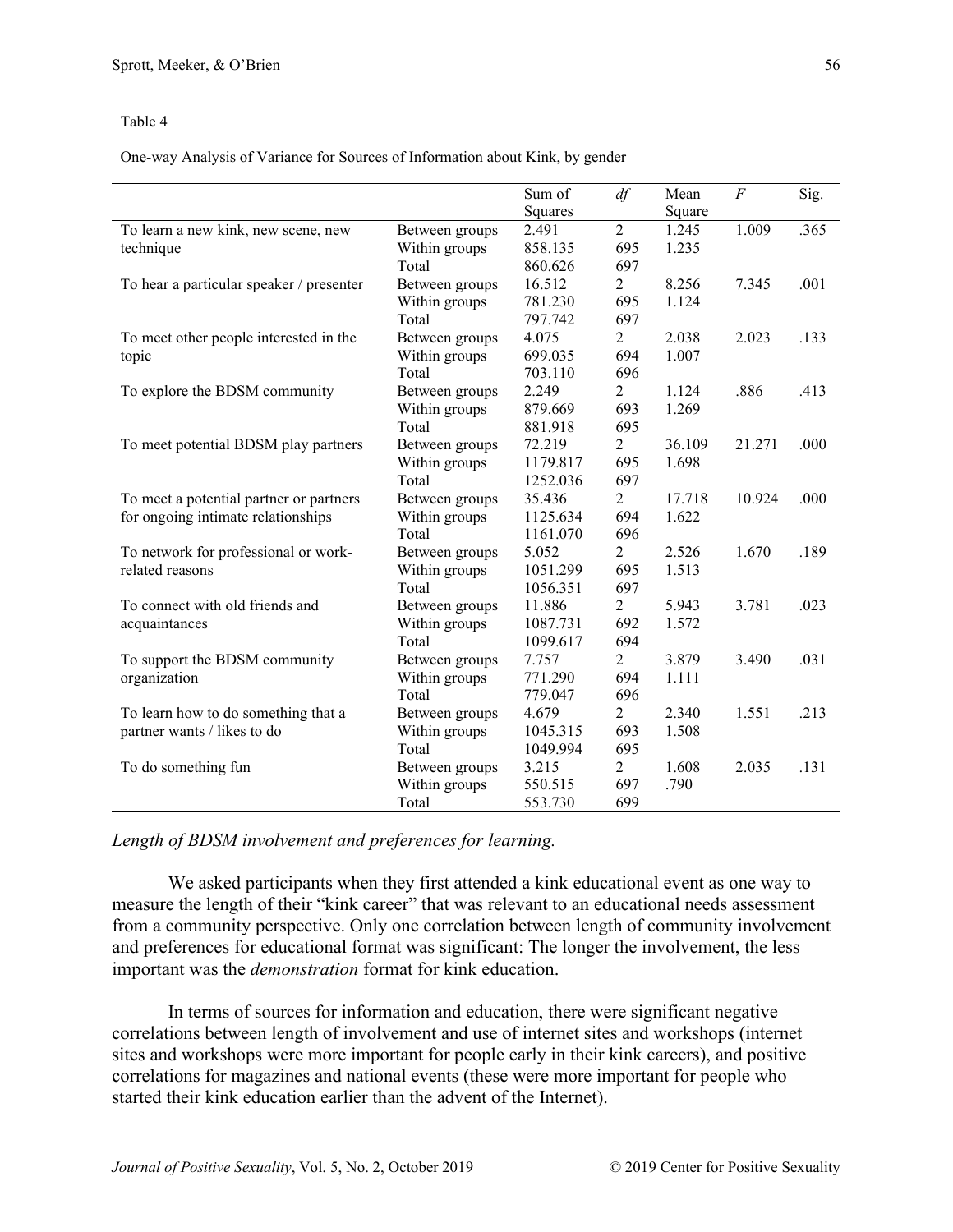Table 4

One-way Analysis of Variance for Sources of Information about Kink, by gender

| | | Sum of Squares | *df* | Mean Square | *F* | Sig. |
|---|---|---|---|---|---|---|
| To learn a new kink, new scene, new technique | Between groups | 2.491 | 2 | 1.245 | 1.009 | .365 |
| | Within groups | 858.135 | 695 | 1.235 | | |
| | Total | 860.626 | 697 | | | |
| To hear a particular speaker / presenter | Between groups | 16.512 | 2 | 8.256 | 7.345 | .001 |
| | Within groups | 781.230 | 695 | 1.124 | | |
| | Total | 797.742 | 697 | | | |
| To meet other people interested in the topic | Between groups | 4.075 | 2 | 2.038 | 2.023 | .133 |
| | Within groups | 699.035 | 694 | 1.007 | | |
| | Total | 703.110 | 696 | | | |
| To explore the BDSM community | Between groups | 2.249 | 2 | 1.124 | .886 | .413 |
| | Within groups | 879.669 | 693 | 1.269 | | |
| | Total | 881.918 | 695 | | | |
| To meet potential BDSM play partners | Between groups | 72.219 | 2 | 36.109 | 21.271 | .000 |
| | Within groups | 1179.817 | 695 | 1.698 | | |
| | Total | 1252.036 | 697 | | | |
| To meet a potential partner or partners for ongoing intimate relationships | Between groups | 35.436 | 2 | 17.718 | 10.924 | .000 |
| | Within groups | 1125.634 | 694 | 1.622 | | |
| | Total | 1161.070 | 696 | | | |
| To network for professional or work-related reasons | Between groups | 5.052 | 2 | 2.526 | 1.670 | .189 |
| | Within groups | 1051.299 | 695 | 1.513 | | |
| | Total | 1056.351 | 697 | | | |
| To connect with old friends and acquaintances | Between groups | 11.886 | 2 | 5.943 | 3.781 | .023 |
| | Within groups | 1087.731 | 692 | 1.572 | | |
| | Total | 1099.617 | 694 | | | |
| To support the BDSM community organization | Between groups | 7.757 | 2 | 3.879 | 3.490 | .031 |
| | Within groups | 771.290 | 694 | 1.111 | | |
| | Total | 779.047 | 696 | | | |
| To learn how to do something that a partner wants / likes to do | Between groups | 4.679 | 2 | 2.340 | 1.551 | .213 |
| | Within groups | 1045.315 | 693 | 1.508 | | |
| | Total | 1049.994 | 695 | | | |
| To do something fun | Between groups | 3.215 | 2 | 1.608 | 2.035 | .131 |
| | Within groups | 550.515 | 697 | .790 | | |
| | Total | 553.730 | 699 | | | |

*Length of BDSM involvement and preferences for learning.*

We asked participants when they first attended a kink educational event as one way to measure the length of their "kink career" that was relevant to an educational needs assessment from a community perspective. Only one correlation between length of community involvement and preferences for educational format was significant: The longer the involvement, the less important was the *demonstration* format for kink education.

In terms of sources for information and education, there were significant negative correlations between length of involvement and use of internet sites and workshops (internet sites and workshops were more important for people early in their kink careers), and positive correlations for magazines and national events (these were more important for people who started their kink education earlier than the advent of the Internet).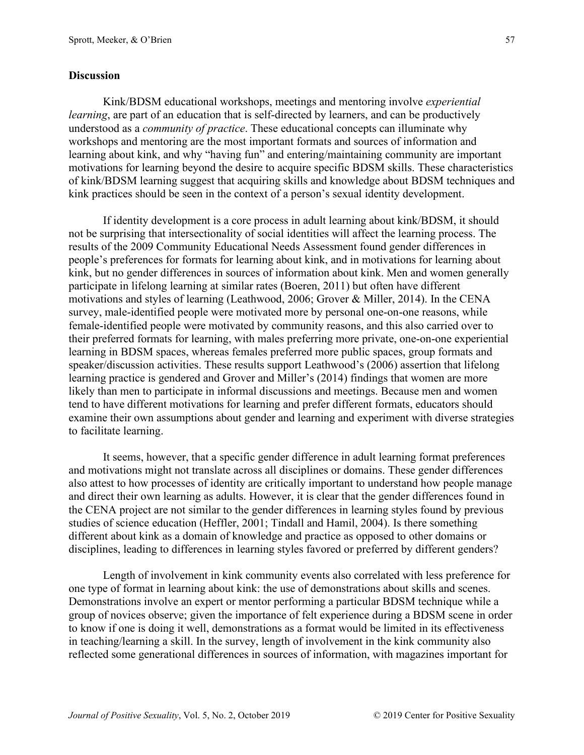## Discussion

Kink/BDSM educational workshops, meetings and mentoring involve *experiential learning*, are part of an education that is self-directed by learners, and can be productively understood as a *community of practice*. These educational concepts can illuminate why workshops and mentoring are the most important formats and sources of information and learning about kink, and why "having fun" and entering/maintaining community are important motivations for learning beyond the desire to acquire specific BDSM skills. These characteristics of kink/BDSM learning suggest that acquiring skills and knowledge about BDSM techniques and kink practices should be seen in the context of a person's sexual identity development.

If identity development is a core process in adult learning about kink/BDSM, it should not be surprising that intersectionality of social identities will affect the learning process. The results of the 2009 Community Educational Needs Assessment found gender differences in people's preferences for formats for learning about kink, and in motivations for learning about kink, but no gender differences in sources of information about kink. Men and women generally participate in lifelong learning at similar rates (Boeren, 2011) but often have different motivations and styles of learning (Leathwood, 2006; Grover & Miller, 2014). In the CENA survey, male-identified people were motivated more by personal one-on-one reasons, while female-identified people were motivated by community reasons, and this also carried over to their preferred formats for learning, with males preferring more private, one-on-one experiential learning in BDSM spaces, whereas females preferred more public spaces, group formats and speaker/discussion activities. These results support Leathwood's (2006) assertion that lifelong learning practice is gendered and Grover and Miller's (2014) findings that women are more likely than men to participate in informal discussions and meetings. Because men and women tend to have different motivations for learning and prefer different formats, educators should examine their own assumptions about gender and learning and experiment with diverse strategies to facilitate learning.

It seems, however, that a specific gender difference in adult learning format preferences and motivations might not translate across all disciplines or domains. These gender differences also attest to how processes of identity are critically important to understand how people manage and direct their own learning as adults. However, it is clear that the gender differences found in the CENA project are not similar to the gender differences in learning styles found by previous studies of science education (Heffler, 2001; Tindall and Hamil, 2004). Is there something different about kink as a domain of knowledge and practice as opposed to other domains or disciplines, leading to differences in learning styles favored or preferred by different genders?

Length of involvement in kink community events also correlated with less preference for one type of format in learning about kink: the use of demonstrations about skills and scenes. Demonstrations involve an expert or mentor performing a particular BDSM technique while a group of novices observe; given the importance of felt experience during a BDSM scene in order to know if one is doing it well, demonstrations as a format would be limited in its effectiveness in teaching/learning a skill. In the survey, length of involvement in the kink community also reflected some generational differences in sources of information, with magazines important for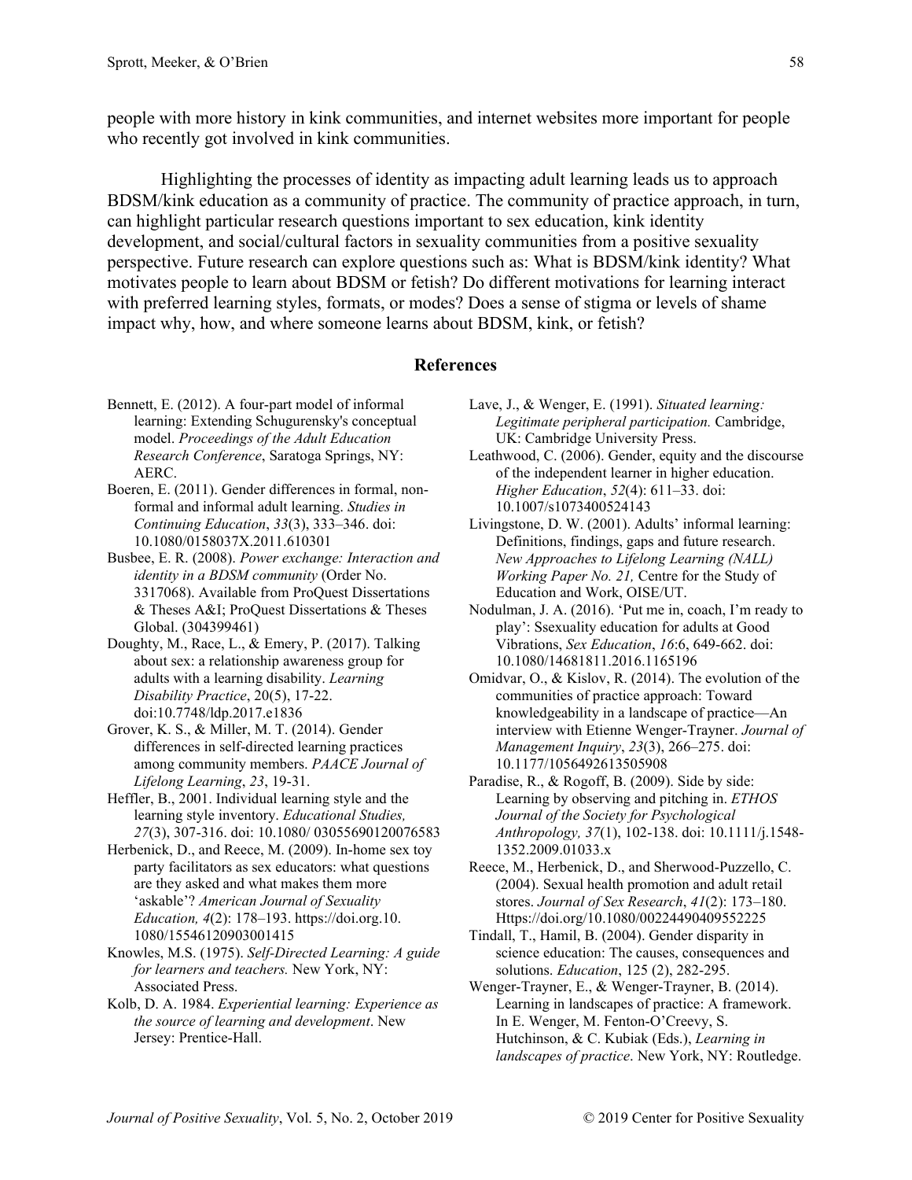people with more history in kink communities, and internet websites more important for people who recently got involved in kink communities.

Highlighting the processes of identity as impacting adult learning leads us to approach BDSM/kink education as a community of practice. The community of practice approach, in turn, can highlight particular research questions important to sex education, kink identity development, and social/cultural factors in sexuality communities from a positive sexuality perspective. Future research can explore questions such as: What is BDSM/kink identity? What motivates people to learn about BDSM or fetish? Do different motivations for learning interact with preferred learning styles, formats, or modes? Does a sense of stigma or levels of shame impact why, how, and where someone learns about BDSM, kink, or fetish?

## References

Bennett, E. (2012). A four-part model of informal learning: Extending Schugurensky's conceptual model. *Proceedings of the Adult Education Research Conference*, Saratoga Springs, NY: AERC.

Boeren, E. (2011). Gender differences in formal, non-formal and informal adult learning. *Studies in Continuing Education*, *33*(3), 333–346. doi: 10.1080/0158037X.2011.610301

Busbee, E. R. (2008). *Power exchange: Interaction and identity in a BDSM community* (Order No. 3317068). Available from ProQuest Dissertations & Theses A&I; ProQuest Dissertations & Theses Global. (304399461)

Doughty, M., Race, L., & Emery, P. (2017). Talking about sex: a relationship awareness group for adults with a learning disability. *Learning Disability Practice*, 20(5), 17-22. doi:10.7748/ldp.2017.e1836

Grover, K. S., & Miller, M. T. (2014). Gender differences in self-directed learning practices among community members. *PAACE Journal of Lifelong Learning*, *23*, 19-31.

Heffler, B., 2001. Individual learning style and the learning style inventory. *Educational Studies, 27*(3), 307-316. doi: 10.1080/ 03055690120076583

Herbenick, D., and Reece, M. (2009). In-home sex toy party facilitators as sex educators: what questions are they asked and what makes them more 'askable'? *American Journal of Sexuality Education, 4*(2): 178–193. https://doi.org.10. 1080/15546120903001415

Knowles, M.S. (1975). *Self-Directed Learning: A guide for learners and teachers.* New York, NY: Associated Press.

Kolb, D. A. 1984. *Experiential learning: Experience as the source of learning and development*. New Jersey: Prentice-Hall.

Lave, J., & Wenger, E. (1991). *Situated learning: Legitimate peripheral participation.* Cambridge, UK: Cambridge University Press.

Leathwood, C. (2006). Gender, equity and the discourse of the independent learner in higher education. *Higher Education*, *52*(4): 611–33. doi: 10.1007/s1073400524143

Livingstone, D. W. (2001). Adults' informal learning: Definitions, findings, gaps and future research. *New Approaches to Lifelong Learning (NALL) Working Paper No. 21,* Centre for the Study of Education and Work, OISE/UT.

Nodulman, J. A. (2016). 'Put me in, coach, I'm ready to play': Ssexuality education for adults at Good Vibrations, *Sex Education*, *16*:6, 649-662. doi: 10.1080/14681811.2016.1165196

Omidvar, O., & Kislov, R. (2014). The evolution of the communities of practice approach: Toward knowledgeability in a landscape of practice—An interview with Etienne Wenger-Trayner. *Journal of Management Inquiry*, *23*(3), 266–275. doi: 10.1177/1056492613505908

Paradise, R., & Rogoff, B. (2009). Side by side: Learning by observing and pitching in. *ETHOS Journal of the Society for Psychological Anthropology, 37*(1), 102-138. doi: 10.1111/j.1548-1352.2009.01033.x

Reece, M., Herbenick, D., and Sherwood-Puzzello, C. (2004). Sexual health promotion and adult retail stores. *Journal of Sex Research*, *41*(2): 173–180. Https://doi.org/10.1080/00224490409552225

Tindall, T., Hamil, B. (2004). Gender disparity in science education: The causes, consequences and solutions. *Education*, 125 (2), 282-295.

Wenger-Trayner, E., & Wenger-Trayner, B. (2014). Learning in landscapes of practice: A framework. In E. Wenger, M. Fenton-O'Creevy, S. Hutchinson, & C. Kubiak (Eds.), *Learning in landscapes of practice*. New York, NY: Routledge.